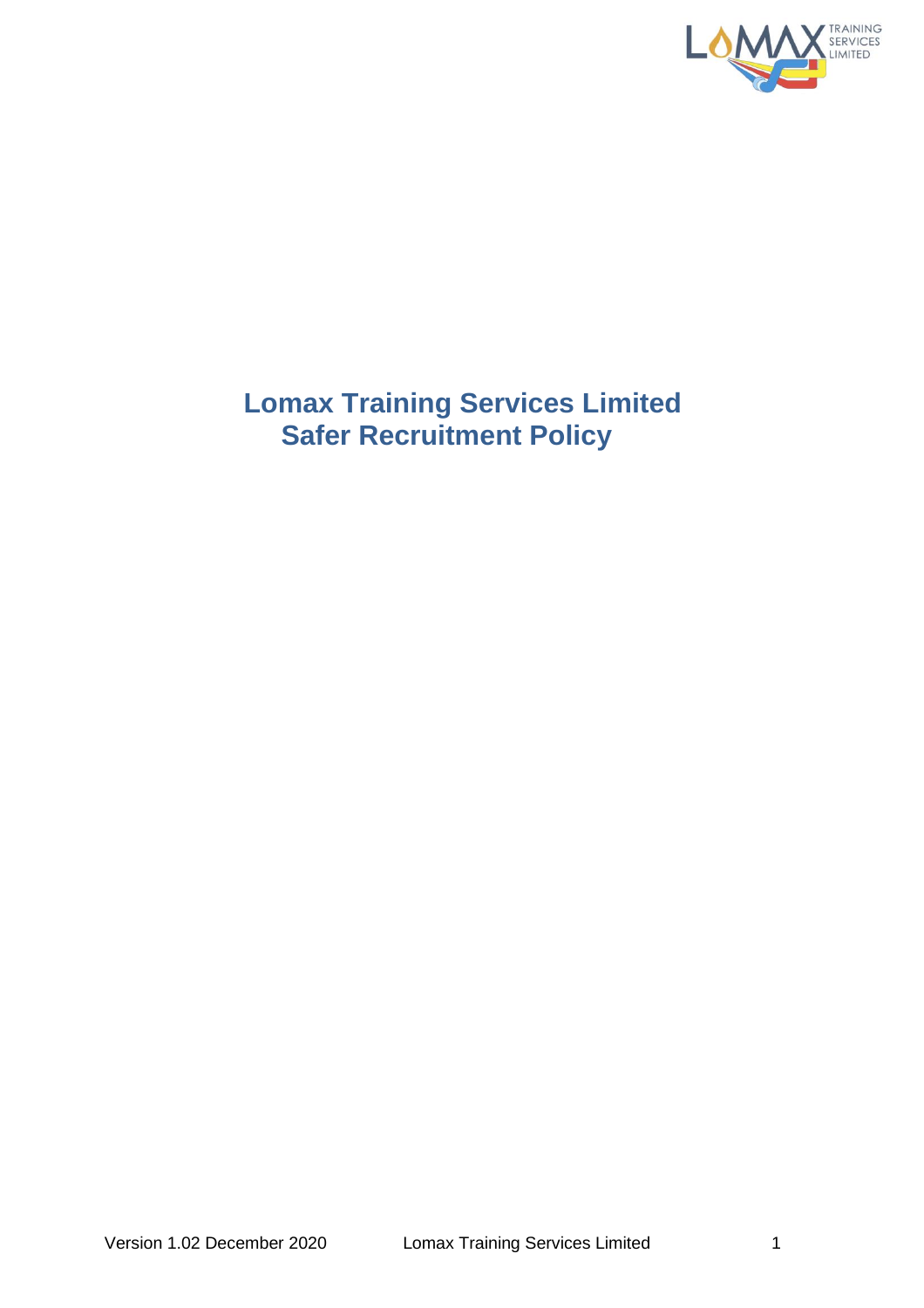# Lomax Training Services Limited
# Safer Recruitment Policy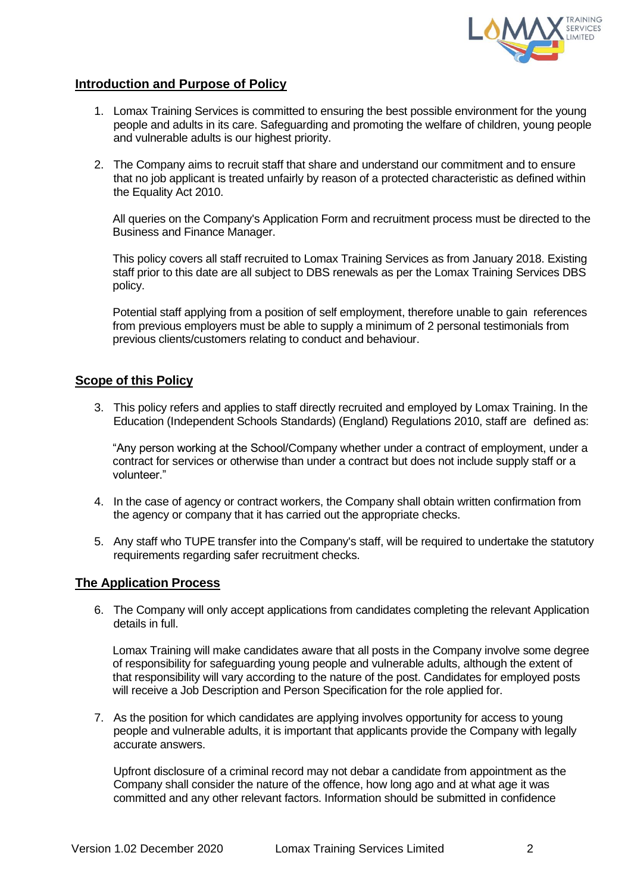## Introduction and Purpose of Policy

1. Lomax Training Services is committed to ensuring the best possible environment for the young people and adults in its care. Safeguarding and promoting the welfare of children, young people and vulnerable adults is our highest priority.

2. The Company aims to recruit staff that share and understand our commitment and to ensure that no job applicant is treated unfairly by reason of a protected characteristic as defined within the Equality Act 2010.

   All queries on the Company's Application Form and recruitment process must be directed to the Business and Finance Manager.

   This policy covers all staff recruited to Lomax Training Services as from January 2018. Existing staff prior to this date are all subject to DBS renewals as per the Lomax Training Services DBS policy.

   Potential staff applying from a position of self employment, therefore unable to gain references from previous employers must be able to supply a minimum of 2 personal testimonials from previous clients/customers relating to conduct and behaviour.

## Scope of this Policy

3. This policy refers and applies to staff directly recruited and employed by Lomax Training. In the Education (Independent Schools Standards) (England) Regulations 2010, staff are defined as:

   "Any person working at the School/Company whether under a contract of employment, under a contract for services or otherwise than under a contract but does not include supply staff or a volunteer."

4. In the case of agency or contract workers, the Company shall obtain written confirmation from the agency or company that it has carried out the appropriate checks.

5. Any staff who TUPE transfer into the Company's staff, will be required to undertake the statutory requirements regarding safer recruitment checks.

## The Application Process

6. The Company will only accept applications from candidates completing the relevant Application details in full.

   Lomax Training will make candidates aware that all posts in the Company involve some degree of responsibility for safeguarding young people and vulnerable adults, although the extent of that responsibility will vary according to the nature of the post. Candidates for employed posts will receive a Job Description and Person Specification for the role applied for.

7. As the position for which candidates are applying involves opportunity for access to young people and vulnerable adults, it is important that applicants provide the Company with legally accurate answers.

   Upfront disclosure of a criminal record may not debar a candidate from appointment as the Company shall consider the nature of the offence, how long ago and at what age it was committed and any other relevant factors. Information should be submitted in confidence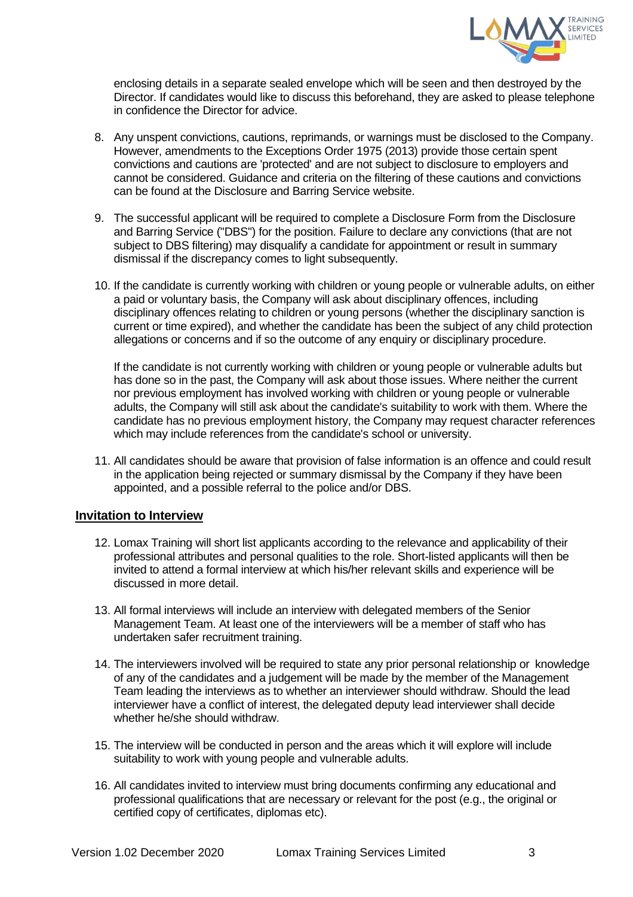enclosing details in a separate sealed envelope which will be seen and then destroyed by the Director. If candidates would like to discuss this beforehand, they are asked to please telephone in confidence the Director for advice.

8. Any unspent convictions, cautions, reprimands, or warnings must be disclosed to the Company. However, amendments to the Exceptions Order 1975 (2013) provide those certain spent convictions and cautions are 'protected' and are not subject to disclosure to employers and cannot be considered. Guidance and criteria on the filtering of these cautions and convictions can be found at the Disclosure and Barring Service website.

9. The successful applicant will be required to complete a Disclosure Form from the Disclosure and Barring Service ("DBS") for the position. Failure to declare any convictions (that are not subject to DBS filtering) may disqualify a candidate for appointment or result in summary dismissal if the discrepancy comes to light subsequently.

10. If the candidate is currently working with children or young people or vulnerable adults, on either a paid or voluntary basis, the Company will ask about disciplinary offences, including disciplinary offences relating to children or young persons (whether the disciplinary sanction is current or time expired), and whether the candidate has been the subject of any child protection allegations or concerns and if so the outcome of any enquiry or disciplinary procedure.

    If the candidate is not currently working with children or young people or vulnerable adults but has done so in the past, the Company will ask about those issues. Where neither the current nor previous employment has involved working with children or young people or vulnerable adults, the Company will still ask about the candidate's suitability to work with them. Where the candidate has no previous employment history, the Company may request character references which may include references from the candidate's school or university.

11. All candidates should be aware that provision of false information is an offence and could result in the application being rejected or summary dismissal by the Company if they have been appointed, and a possible referral to the police and/or DBS.

## Invitation to Interview

12. Lomax Training will short list applicants according to the relevance and applicability of their professional attributes and personal qualities to the role. Short-listed applicants will then be invited to attend a formal interview at which his/her relevant skills and experience will be discussed in more detail.

13. All formal interviews will include an interview with delegated members of the Senior Management Team. At least one of the interviewers will be a member of staff who has undertaken safer recruitment training.

14. The interviewers involved will be required to state any prior personal relationship or knowledge of any of the candidates and a judgement will be made by the member of the Management Team leading the interviews as to whether an interviewer should withdraw. Should the lead interviewer have a conflict of interest, the delegated deputy lead interviewer shall decide whether he/she should withdraw.

15. The interview will be conducted in person and the areas which it will explore will include suitability to work with young people and vulnerable adults.

16. All candidates invited to interview must bring documents confirming any educational and professional qualifications that are necessary or relevant for the post (e.g., the original or certified copy of certificates, diplomas etc).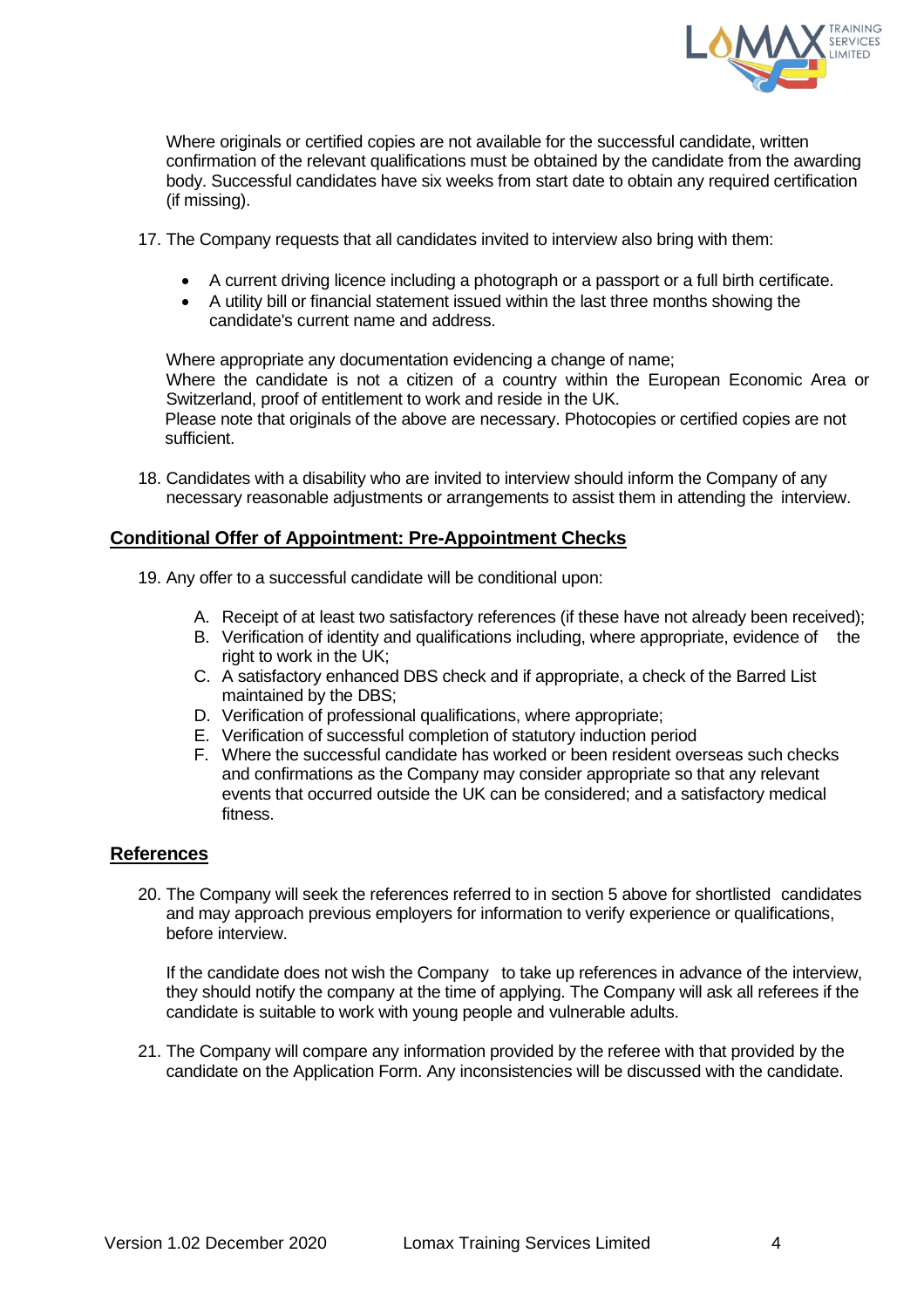Where originals or certified copies are not available for the successful candidate, written confirmation of the relevant qualifications must be obtained by the candidate from the awarding body. Successful candidates have six weeks from start date to obtain any required certification (if missing).

17. The Company requests that all candidates invited to interview also bring with them:

    - A current driving licence including a photograph or a passport or a full birth certificate.
    - A utility bill or financial statement issued within the last three months showing the candidate's current name and address.

    Where appropriate any documentation evidencing a change of name;
    Where the candidate is not a citizen of a country within the European Economic Area or Switzerland, proof of entitlement to work and reside in the UK.
    Please note that originals of the above are necessary. Photocopies or certified copies are not sufficient.

18. Candidates with a disability who are invited to interview should inform the Company of any necessary reasonable adjustments or arrangements to assist them in attending the interview.

## Conditional Offer of Appointment: Pre-Appointment Checks

19. Any offer to a successful candidate will be conditional upon:

    A. Receipt of at least two satisfactory references (if these have not already been received);
    B. Verification of identity and qualifications including, where appropriate, evidence of the right to work in the UK;
    C. A satisfactory enhanced DBS check and if appropriate, a check of the Barred List maintained by the DBS;
    D. Verification of professional qualifications, where appropriate;
    E. Verification of successful completion of statutory induction period
    F. Where the successful candidate has worked or been resident overseas such checks and confirmations as the Company may consider appropriate so that any relevant events that occurred outside the UK can be considered; and a satisfactory medical fitness.

## References

20. The Company will seek the references referred to in section 5 above for shortlisted candidates and may approach previous employers for information to verify experience or qualifications, before interview.

    If the candidate does not wish the Company to take up references in advance of the interview, they should notify the company at the time of applying. The Company will ask all referees if the candidate is suitable to work with young people and vulnerable adults.

21. The Company will compare any information provided by the referee with that provided by the candidate on the Application Form. Any inconsistencies will be discussed with the candidate.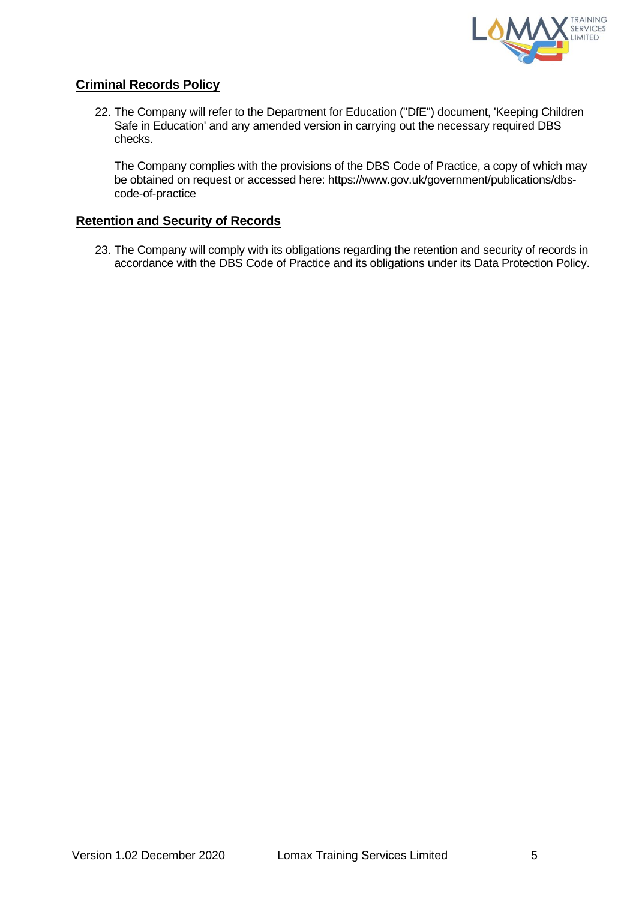## Criminal Records Policy

22. The Company will refer to the Department for Education ("DfE") document, 'Keeping Children Safe in Education' and any amended version in carrying out the necessary required DBS checks.

    The Company complies with the provisions of the DBS Code of Practice, a copy of which may be obtained on request or accessed here: https://www.gov.uk/government/publications/dbs-code-of-practice

## Retention and Security of Records

23. The Company will comply with its obligations regarding the retention and security of records in accordance with the DBS Code of Practice and its obligations under its Data Protection Policy.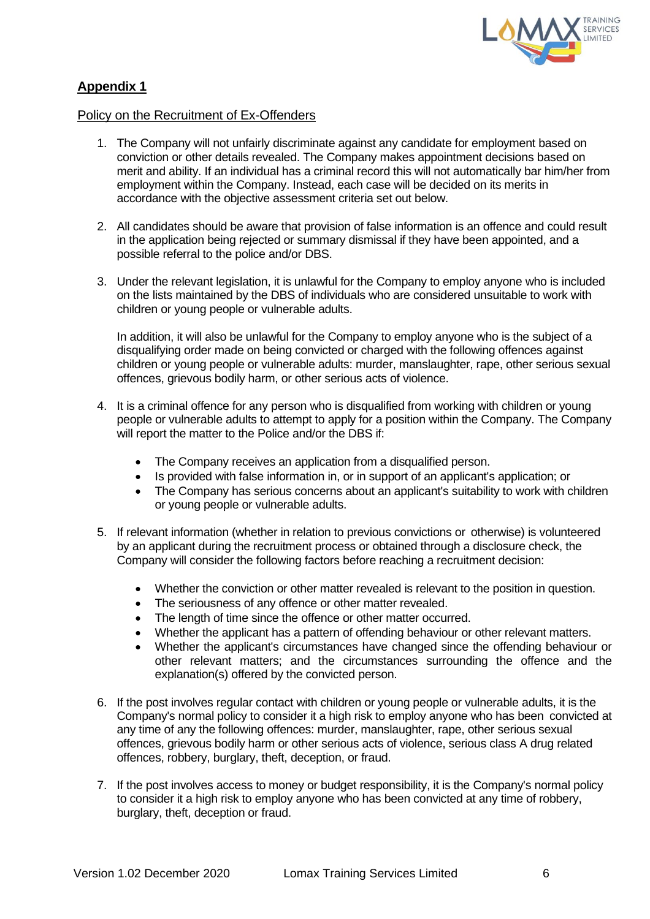## **Appendix 1**

Policy on the Recruitment of Ex-Offenders

1. The Company will not unfairly discriminate against any candidate for employment based on conviction or other details revealed. The Company makes appointment decisions based on merit and ability. If an individual has a criminal record this will not automatically bar him/her from employment within the Company. Instead, each case will be decided on its merits in accordance with the objective assessment criteria set out below.

2. All candidates should be aware that provision of false information is an offence and could result in the application being rejected or summary dismissal if they have been appointed, and a possible referral to the police and/or DBS.

3. Under the relevant legislation, it is unlawful for the Company to employ anyone who is included on the lists maintained by the DBS of individuals who are considered unsuitable to work with children or young people or vulnerable adults.

   In addition, it will also be unlawful for the Company to employ anyone who is the subject of a disqualifying order made on being convicted or charged with the following offences against children or young people or vulnerable adults: murder, manslaughter, rape, other serious sexual offences, grievous bodily harm, or other serious acts of violence.

4. It is a criminal offence for any person who is disqualified from working with children or young people or vulnerable adults to attempt to apply for a position within the Company. The Company will report the matter to the Police and/or the DBS if:

   - The Company receives an application from a disqualified person.
   - Is provided with false information in, or in support of an applicant's application; or
   - The Company has serious concerns about an applicant's suitability to work with children or young people or vulnerable adults.

5. If relevant information (whether in relation to previous convictions or otherwise) is volunteered by an applicant during the recruitment process or obtained through a disclosure check, the Company will consider the following factors before reaching a recruitment decision:

   - Whether the conviction or other matter revealed is relevant to the position in question.
   - The seriousness of any offence or other matter revealed.
   - The length of time since the offence or other matter occurred.
   - Whether the applicant has a pattern of offending behaviour or other relevant matters.
   - Whether the applicant's circumstances have changed since the offending behaviour or other relevant matters; and the circumstances surrounding the offence and the explanation(s) offered by the convicted person.

6. If the post involves regular contact with children or young people or vulnerable adults, it is the Company's normal policy to consider it a high risk to employ anyone who has been convicted at any time of any the following offences: murder, manslaughter, rape, other serious sexual offences, grievous bodily harm or other serious acts of violence, serious class A drug related offences, robbery, burglary, theft, deception, or fraud.

7. If the post involves access to money or budget responsibility, it is the Company's normal policy to consider it a high risk to employ anyone who has been convicted at any time of robbery, burglary, theft, deception or fraud.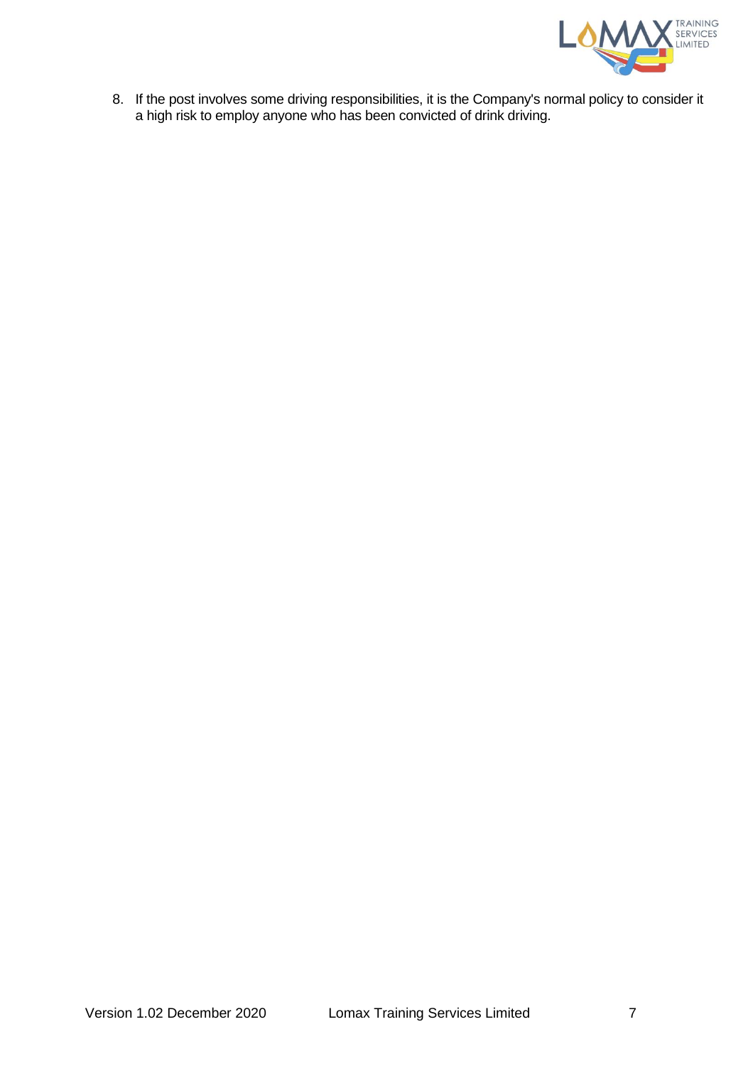8. If the post involves some driving responsibilities, it is the Company's normal policy to consider it a high risk to employ anyone who has been convicted of drink driving.